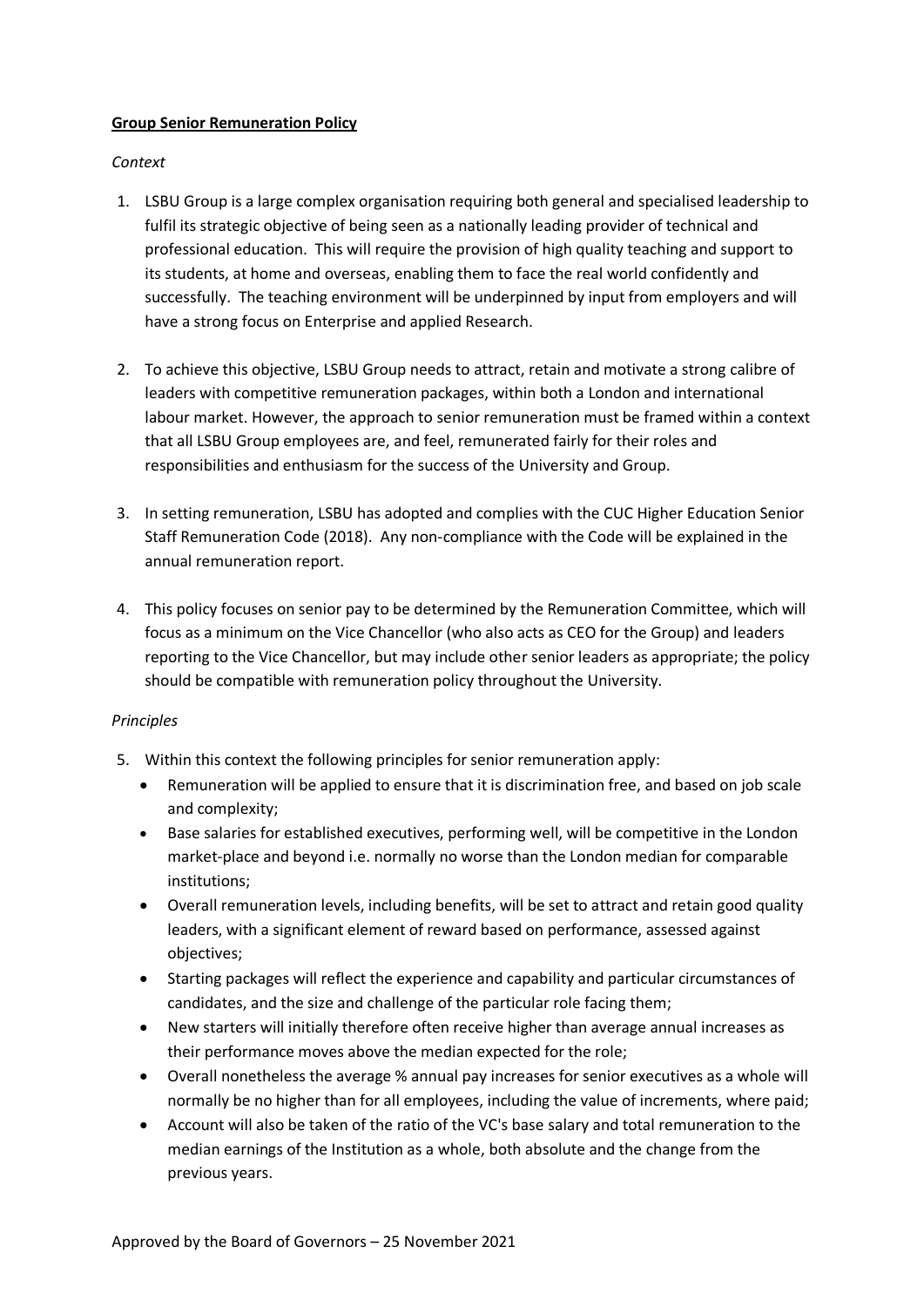**Group Senior Remuneration Policy**

*Context*

1. LSBU Group is a large complex organisation requiring both general and specialised leadership to fulfil its strategic objective of being seen as a nationally leading provider of technical and professional education. This will require the provision of high quality teaching and support to its students, at home and overseas, enabling them to face the real world confidently and successfully. The teaching environment will be underpinned by input from employers and will have a strong focus on Enterprise and applied Research.

2. To achieve this objective, LSBU Group needs to attract, retain and motivate a strong calibre of leaders with competitive remuneration packages, within both a London and international labour market. However, the approach to senior remuneration must be framed within a context that all LSBU Group employees are, and feel, remunerated fairly for their roles and responsibilities and enthusiasm for the success of the University and Group.

3. In setting remuneration, LSBU has adopted and complies with the CUC Higher Education Senior Staff Remuneration Code (2018). Any non-compliance with the Code will be explained in the annual remuneration report.

4. This policy focuses on senior pay to be determined by the Remuneration Committee, which will focus as a minimum on the Vice Chancellor (who also acts as CEO for the Group) and leaders reporting to the Vice Chancellor, but may include other senior leaders as appropriate; the policy should be compatible with remuneration policy throughout the University.

*Principles*

5. Within this context the following principles for senior remuneration apply:
   - Remuneration will be applied to ensure that it is discrimination free, and based on job scale and complexity;
   - Base salaries for established executives, performing well, will be competitive in the London market-place and beyond i.e. normally no worse than the London median for comparable institutions;
   - Overall remuneration levels, including benefits, will be set to attract and retain good quality leaders, with a significant element of reward based on performance, assessed against objectives;
   - Starting packages will reflect the experience and capability and particular circumstances of candidates, and the size and challenge of the particular role facing them;
   - New starters will initially therefore often receive higher than average annual increases as their performance moves above the median expected for the role;
   - Overall nonetheless the average % annual pay increases for senior executives as a whole will normally be no higher than for all employees, including the value of increments, where paid;
   - Account will also be taken of the ratio of the VC's base salary and total remuneration to the median earnings of the Institution as a whole, both absolute and the change from the previous years.

Approved by the Board of Governors – 25 November 2021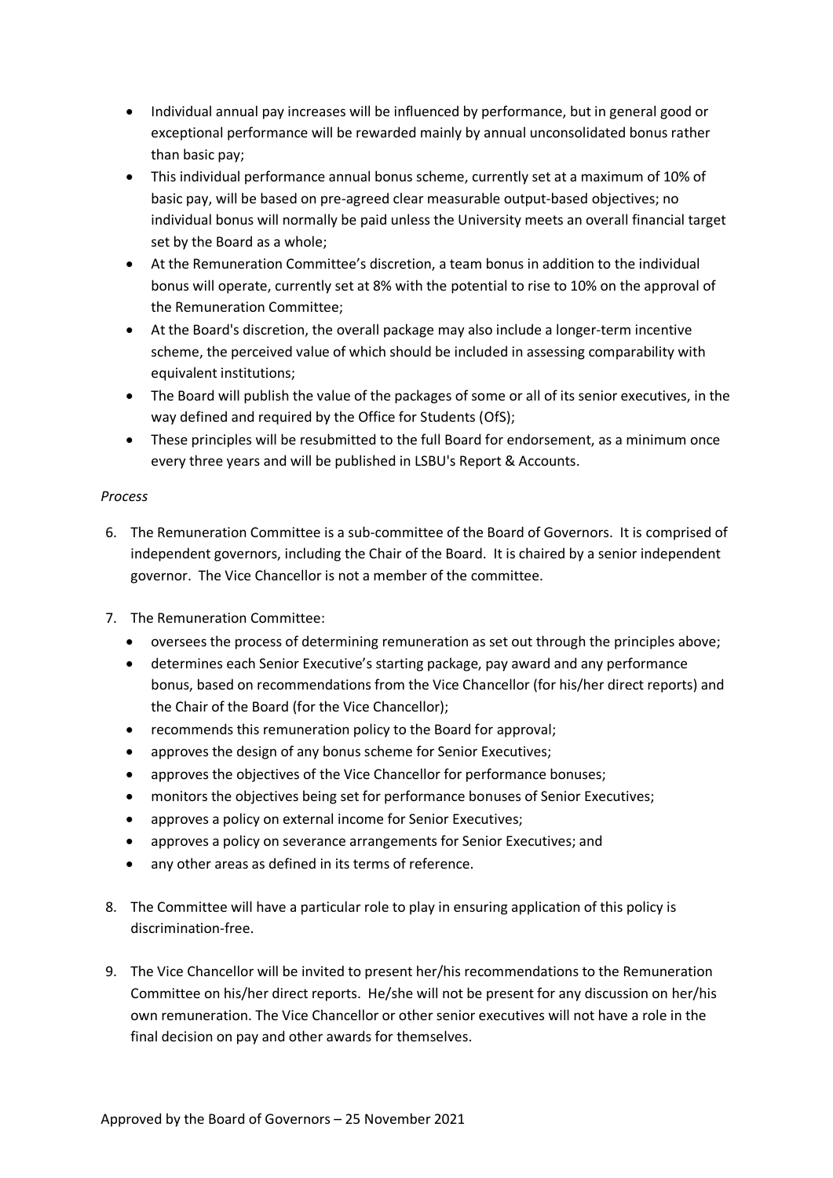- Individual annual pay increases will be influenced by performance, but in general good or exceptional performance will be rewarded mainly by annual unconsolidated bonus rather than basic pay;
- This individual performance annual bonus scheme, currently set at a maximum of 10% of basic pay, will be based on pre-agreed clear measurable output-based objectives; no individual bonus will normally be paid unless the University meets an overall financial target set by the Board as a whole;
- At the Remuneration Committee's discretion, a team bonus in addition to the individual bonus will operate, currently set at 8% with the potential to rise to 10% on the approval of the Remuneration Committee;
- At the Board's discretion, the overall package may also include a longer-term incentive scheme, the perceived value of which should be included in assessing comparability with equivalent institutions;
- The Board will publish the value of the packages of some or all of its senior executives, in the way defined and required by the Office for Students (OfS);
- These principles will be resubmitted to the full Board for endorsement, as a minimum once every three years and will be published in LSBU's Report & Accounts.

*Process*

6. The Remuneration Committee is a sub-committee of the Board of Governors. It is comprised of independent governors, including the Chair of the Board. It is chaired by a senior independent governor. The Vice Chancellor is not a member of the committee.

7. The Remuneration Committee:
   - oversees the process of determining remuneration as set out through the principles above;
   - determines each Senior Executive's starting package, pay award and any performance bonus, based on recommendations from the Vice Chancellor (for his/her direct reports) and the Chair of the Board (for the Vice Chancellor);
   - recommends this remuneration policy to the Board for approval;
   - approves the design of any bonus scheme for Senior Executives;
   - approves the objectives of the Vice Chancellor for performance bonuses;
   - monitors the objectives being set for performance bonuses of Senior Executives;
   - approves a policy on external income for Senior Executives;
   - approves a policy on severance arrangements for Senior Executives; and
   - any other areas as defined in its terms of reference.

8. The Committee will have a particular role to play in ensuring application of this policy is discrimination-free.

9. The Vice Chancellor will be invited to present her/his recommendations to the Remuneration Committee on his/her direct reports. He/she will not be present for any discussion on her/his own remuneration. The Vice Chancellor or other senior executives will not have a role in the final decision on pay and other awards for themselves.

Approved by the Board of Governors – 25 November 2021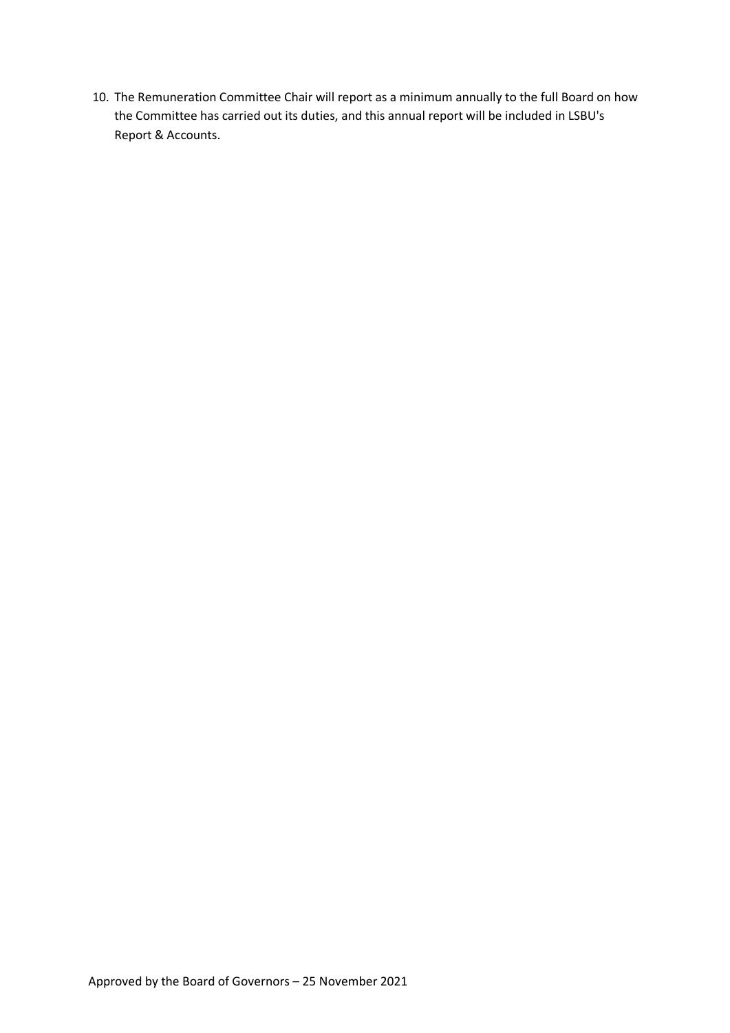10. The Remuneration Committee Chair will report as a minimum annually to the full Board on how the Committee has carried out its duties, and this annual report will be included in LSBU's Report & Accounts.

Approved by the Board of Governors – 25 November 2021